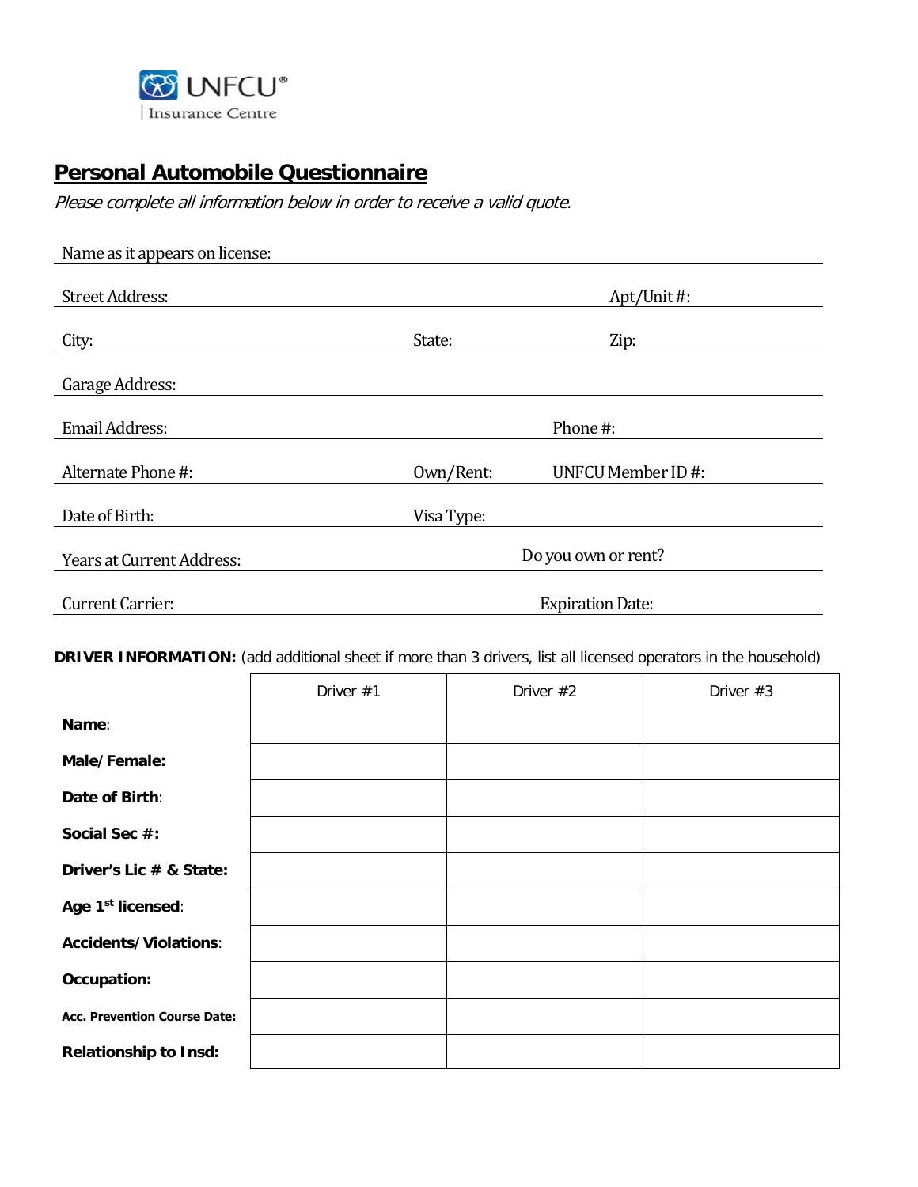UNFCU®
Insurance Centre

## Personal Automobile Questionnaire

*Please complete all information below in order to receive a valid quote.*

Name as it appears on license:

Street Address: Apt/Unit #:

City: State: Zip:

Garage Address:

Email Address: Phone #:

Alternate Phone #: Own/Rent: UNFCU Member ID #:

Date of Birth: Visa Type:

Years at Current Address: Do you own or rent?

Current Carrier: Expiration Date:

**DRIVER INFORMATION:** (add additional sheet if more than 3 drivers, list all licensed operators in the household)

| | Driver #1 | Driver #2 | Driver #3 |
|---|---|---|---|
| **Name**: | | | |
| **Male/Female:** | | | |
| **Date of Birth**: | | | |
| **Social Sec #:** | | | |
| **Driver's Lic # & State:** | | | |
| **Age 1st licensed**: | | | |
| **Accidents/Violations**: | | | |
| **Occupation:** | | | |
| **Acc. Prevention Course Date:** | | | |
| **Relationship to Insd:** | | | |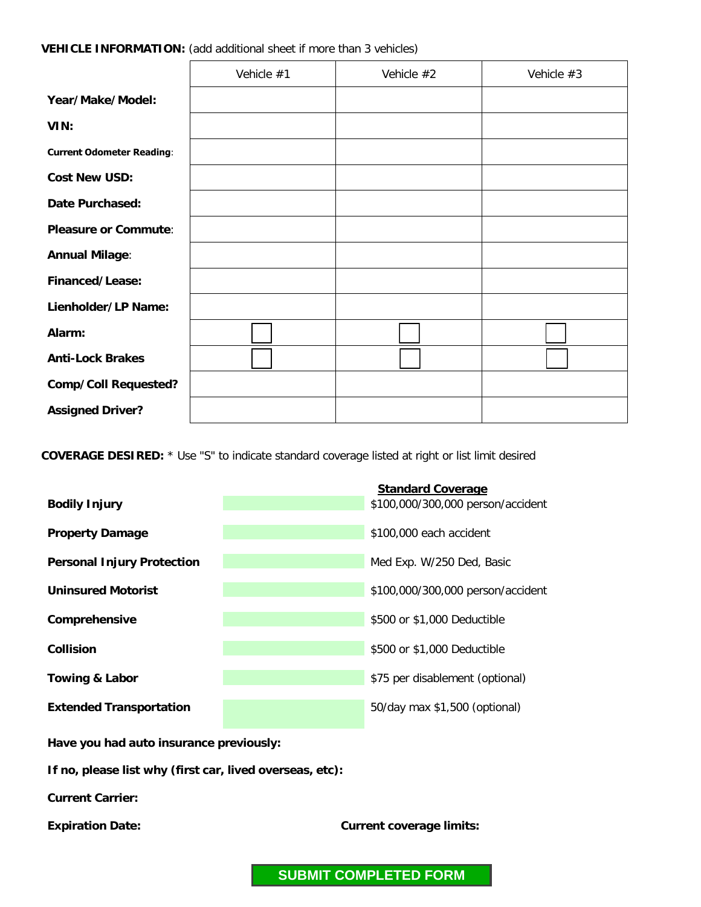**VEHICLE INFORMATION:** (add additional sheet if more than 3 vehicles)

| | Vehicle #1 | Vehicle #2 | Vehicle #3 |
|---|---|---|---|
| **Year/Make/Model:** | | | |
| **VIN:** | | | |
| **Current Odometer Reading**: | | | |
| **Cost New USD:** | | | |
| **Date Purchased:** | | | |
| **Pleasure or Commute**: | | | |
| **Annual Milage**: | | | |
| **Financed/Lease:** | | | |
| **Lienholder/LP Name:** | | | |
| **Alarm:** | ☐ | ☐ | ☐ |
| **Anti-Lock Brakes** | ☐ | ☐ | ☐ |
| **Comp/Coll Requested?** | | | |
| **Assigned Driver?** | | | |

**COVERAGE DESIRED:** * Use "S" to indicate standard coverage listed at right or list limit desired

| | | Standard Coverage |
|---|---|---|
| **Bodily Injury** | | $100,000/300,000 person/accident |
| **Property Damage** | | $100,000 each accident |
| **Personal Injury Protection** | | Med Exp. W/250 Ded, Basic |
| **Uninsured Motorist** | | $100,000/300,000 person/accident |
| **Comprehensive** | | $500 or $1,000 Deductible |
| **Collision** | | $500 or $1,000 Deductible |
| **Towing & Labor** | | $75 per disablement (optional) |
| **Extended Transportation** | | 50/day max $1,500 (optional) |

**Have you had auto insurance previously:**

**If no, please list why (first car, lived overseas, etc):**

**Current Carrier:**

**Expiration Date:** **Current coverage limits:**

**SUBMIT COMPLETED FORM**